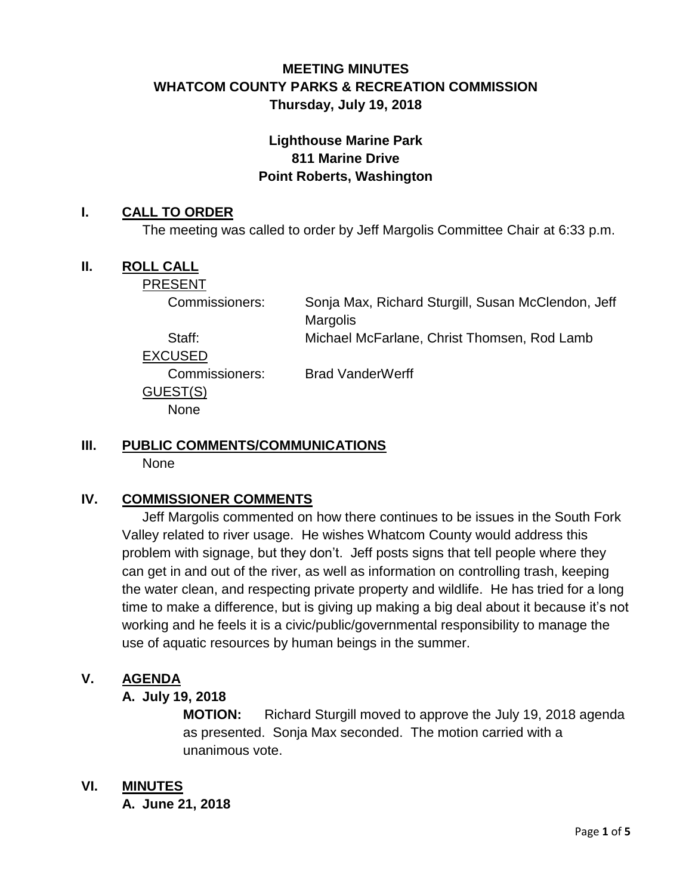# MEETING MINUTES
# WHATCOM COUNTY PARKS & RECREATION COMMISSION
## Thursday, July 19, 2018

**Lighthouse Marine Park**
**811 Marine Drive**
**Point Roberts, Washington**

## I. CALL TO ORDER

The meeting was called to order by Jeff Margolis Committee Chair at 6:33 p.m.

## II. ROLL CALL

PRESENT

| | |
|---|---|
| Commissioners: | Sonja Max, Richard Sturgill, Susan McClendon, Jeff Margolis |
| Staff: | Michael McFarlane, Christ Thomsen, Rod Lamb |

EXCUSED

| | |
|---|---|
| Commissioners: | Brad VanderWerff |

GUEST(S)

None

## III. PUBLIC COMMENTS/COMMUNICATIONS

None

## IV. COMMISSIONER COMMENTS

Jeff Margolis commented on how there continues to be issues in the South Fork Valley related to river usage. He wishes Whatcom County would address this problem with signage, but they don't. Jeff posts signs that tell people where they can get in and out of the river, as well as information on controlling trash, keeping the water clean, and respecting private property and wildlife. He has tried for a long time to make a difference, but is giving up making a big deal about it because it's not working and he feels it is a civic/public/governmental responsibility to manage the use of aquatic resources by human beings in the summer.

## V. AGENDA

### A. July 19, 2018

**MOTION:** Richard Sturgill moved to approve the July 19, 2018 agenda as presented. Sonja Max seconded. The motion carried with a unanimous vote.

## VI. MINUTES

### A. June 21, 2018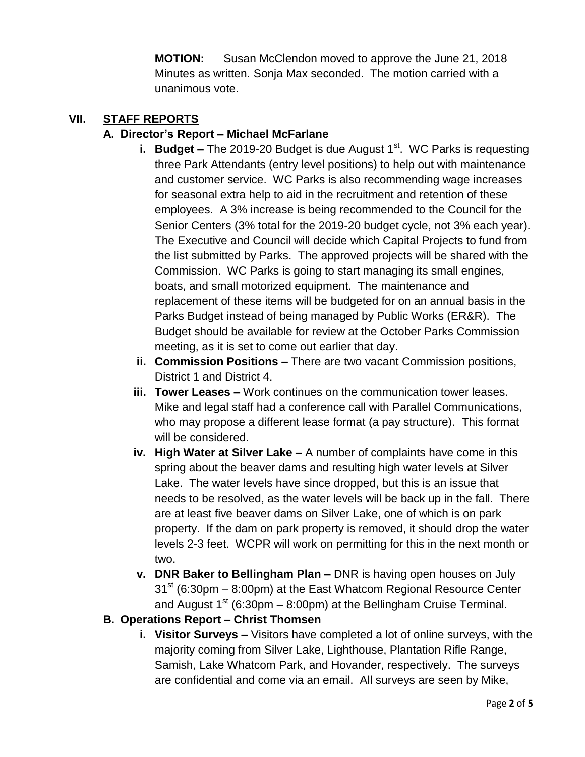**MOTION:** Susan McClendon moved to approve the June 21, 2018 Minutes as written. Sonja Max seconded. The motion carried with a unanimous vote.

## VII. STAFF REPORTS

### A. Director's Report – Michael McFarlane

- **i. Budget –** The 2019-20 Budget is due August 1st. WC Parks is requesting three Park Attendants (entry level positions) to help out with maintenance and customer service. WC Parks is also recommending wage increases for seasonal extra help to aid in the recruitment and retention of these employees. A 3% increase is being recommended to the Council for the Senior Centers (3% total for the 2019-20 budget cycle, not 3% each year). The Executive and Council will decide which Capital Projects to fund from the list submitted by Parks. The approved projects will be shared with the Commission. WC Parks is going to start managing its small engines, boats, and small motorized equipment. The maintenance and replacement of these items will be budgeted for on an annual basis in the Parks Budget instead of being managed by Public Works (ER&R). The Budget should be available for review at the October Parks Commission meeting, as it is set to come out earlier that day.
- **ii. Commission Positions –** There are two vacant Commission positions, District 1 and District 4.
- **iii. Tower Leases –** Work continues on the communication tower leases. Mike and legal staff had a conference call with Parallel Communications, who may propose a different lease format (a pay structure). This format will be considered.
- **iv. High Water at Silver Lake –** A number of complaints have come in this spring about the beaver dams and resulting high water levels at Silver Lake. The water levels have since dropped, but this is an issue that needs to be resolved, as the water levels will be back up in the fall. There are at least five beaver dams on Silver Lake, one of which is on park property. If the dam on park property is removed, it should drop the water levels 2-3 feet. WCPR will work on permitting for this in the next month or two.
- **v. DNR Baker to Bellingham Plan –** DNR is having open houses on July 31st (6:30pm – 8:00pm) at the East Whatcom Regional Resource Center and August 1st (6:30pm – 8:00pm) at the Bellingham Cruise Terminal.

### B. Operations Report – Christ Thomsen

- **i. Visitor Surveys –** Visitors have completed a lot of online surveys, with the majority coming from Silver Lake, Lighthouse, Plantation Rifle Range, Samish, Lake Whatcom Park, and Hovander, respectively. The surveys are confidential and come via an email. All surveys are seen by Mike,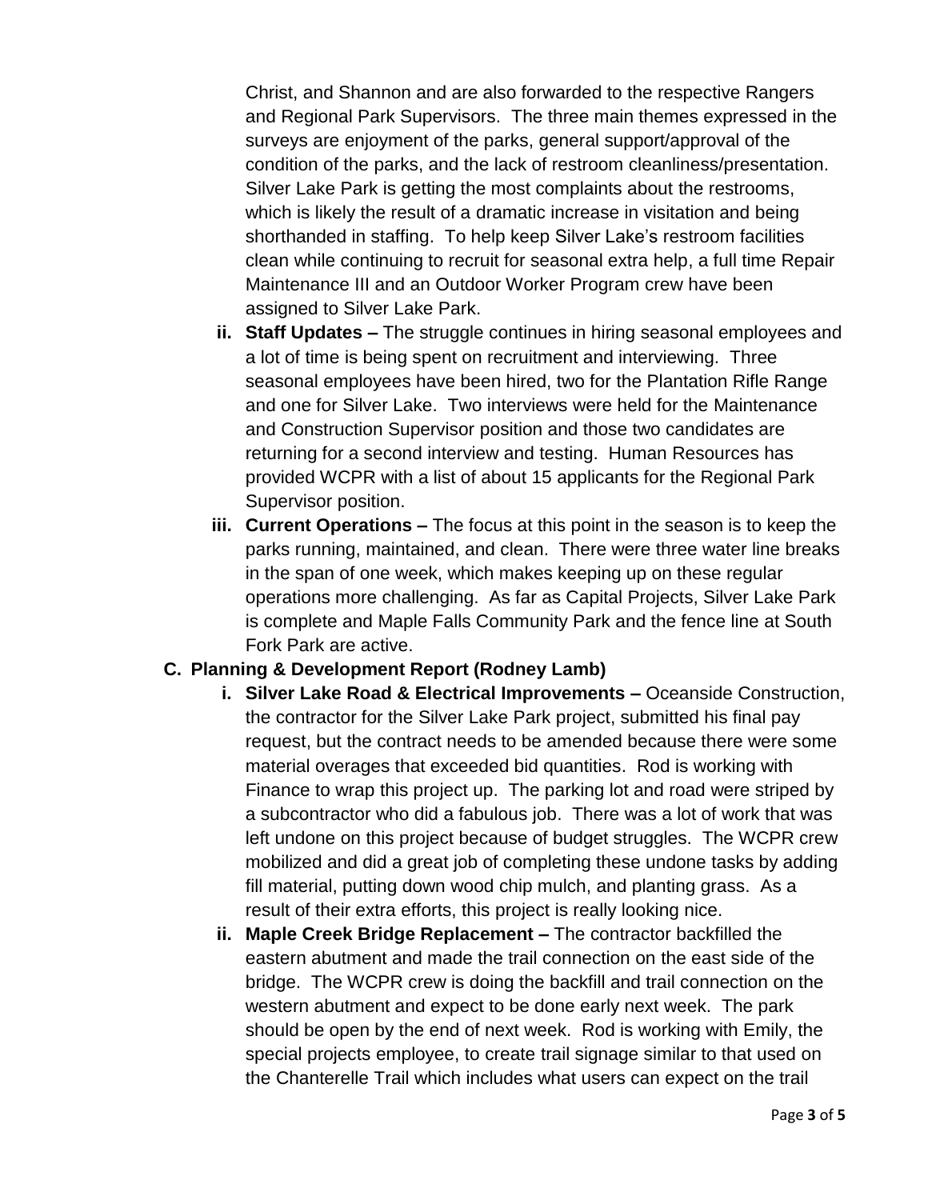Christ, and Shannon and are also forwarded to the respective Rangers and Regional Park Supervisors. The three main themes expressed in the surveys are enjoyment of the parks, general support/approval of the condition of the parks, and the lack of restroom cleanliness/presentation. Silver Lake Park is getting the most complaints about the restrooms, which is likely the result of a dramatic increase in visitation and being shorthanded in staffing. To help keep Silver Lake's restroom facilities clean while continuing to recruit for seasonal extra help, a full time Repair Maintenance III and an Outdoor Worker Program crew have been assigned to Silver Lake Park.

ii. **Staff Updates –** The struggle continues in hiring seasonal employees and a lot of time is being spent on recruitment and interviewing. Three seasonal employees have been hired, two for the Plantation Rifle Range and one for Silver Lake. Two interviews were held for the Maintenance and Construction Supervisor position and those two candidates are returning for a second interview and testing. Human Resources has provided WCPR with a list of about 15 applicants for the Regional Park Supervisor position.

iii. **Current Operations –** The focus at this point in the season is to keep the parks running, maintained, and clean. There were three water line breaks in the span of one week, which makes keeping up on these regular operations more challenging. As far as Capital Projects, Silver Lake Park is complete and Maple Falls Community Park and the fence line at South Fork Park are active.

**C. Planning & Development Report (Rodney Lamb)**

i. **Silver Lake Road & Electrical Improvements –** Oceanside Construction, the contractor for the Silver Lake Park project, submitted his final pay request, but the contract needs to be amended because there were some material overages that exceeded bid quantities. Rod is working with Finance to wrap this project up. The parking lot and road were striped by a subcontractor who did a fabulous job. There was a lot of work that was left undone on this project because of budget struggles. The WCPR crew mobilized and did a great job of completing these undone tasks by adding fill material, putting down wood chip mulch, and planting grass. As a result of their extra efforts, this project is really looking nice.

ii. **Maple Creek Bridge Replacement –** The contractor backfilled the eastern abutment and made the trail connection on the east side of the bridge. The WCPR crew is doing the backfill and trail connection on the western abutment and expect to be done early next week. The park should be open by the end of next week. Rod is working with Emily, the special projects employee, to create trail signage similar to that used on the Chanterelle Trail which includes what users can expect on the trail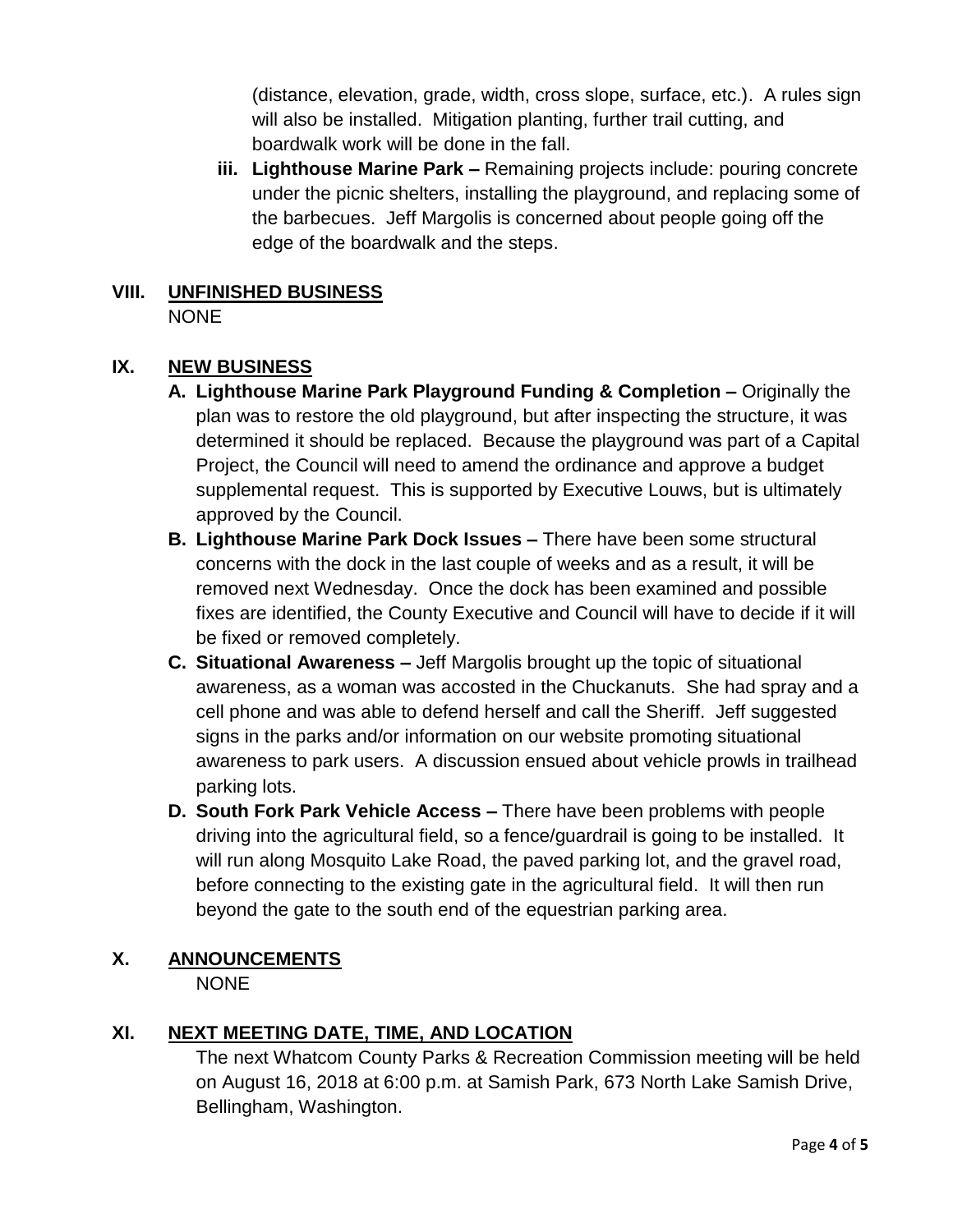(distance, elevation, grade, width, cross slope, surface, etc.). A rules sign will also be installed. Mitigation planting, further trail cutting, and boardwalk work will be done in the fall.

iii. **Lighthouse Marine Park –** Remaining projects include: pouring concrete under the picnic shelters, installing the playground, and replacing some of the barbecues. Jeff Margolis is concerned about people going off the edge of the boardwalk and the steps.

## VIII. UNFINISHED BUSINESS

NONE

## IX. NEW BUSINESS

**A. Lighthouse Marine Park Playground Funding & Completion –** Originally the plan was to restore the old playground, but after inspecting the structure, it was determined it should be replaced. Because the playground was part of a Capital Project, the Council will need to amend the ordinance and approve a budget supplemental request. This is supported by Executive Louws, but is ultimately approved by the Council.

**B. Lighthouse Marine Park Dock Issues –** There have been some structural concerns with the dock in the last couple of weeks and as a result, it will be removed next Wednesday. Once the dock has been examined and possible fixes are identified, the County Executive and Council will have to decide if it will be fixed or removed completely.

**C. Situational Awareness –** Jeff Margolis brought up the topic of situational awareness, as a woman was accosted in the Chuckanuts. She had spray and a cell phone and was able to defend herself and call the Sheriff. Jeff suggested signs in the parks and/or information on our website promoting situational awareness to park users. A discussion ensued about vehicle prowls in trailhead parking lots.

**D. South Fork Park Vehicle Access –** There have been problems with people driving into the agricultural field, so a fence/guardrail is going to be installed. It will run along Mosquito Lake Road, the paved parking lot, and the gravel road, before connecting to the existing gate in the agricultural field. It will then run beyond the gate to the south end of the equestrian parking area.

## X. ANNOUNCEMENTS

NONE

## XI. NEXT MEETING DATE, TIME, AND LOCATION

The next Whatcom County Parks & Recreation Commission meeting will be held on August 16, 2018 at 6:00 p.m. at Samish Park, 673 North Lake Samish Drive, Bellingham, Washington.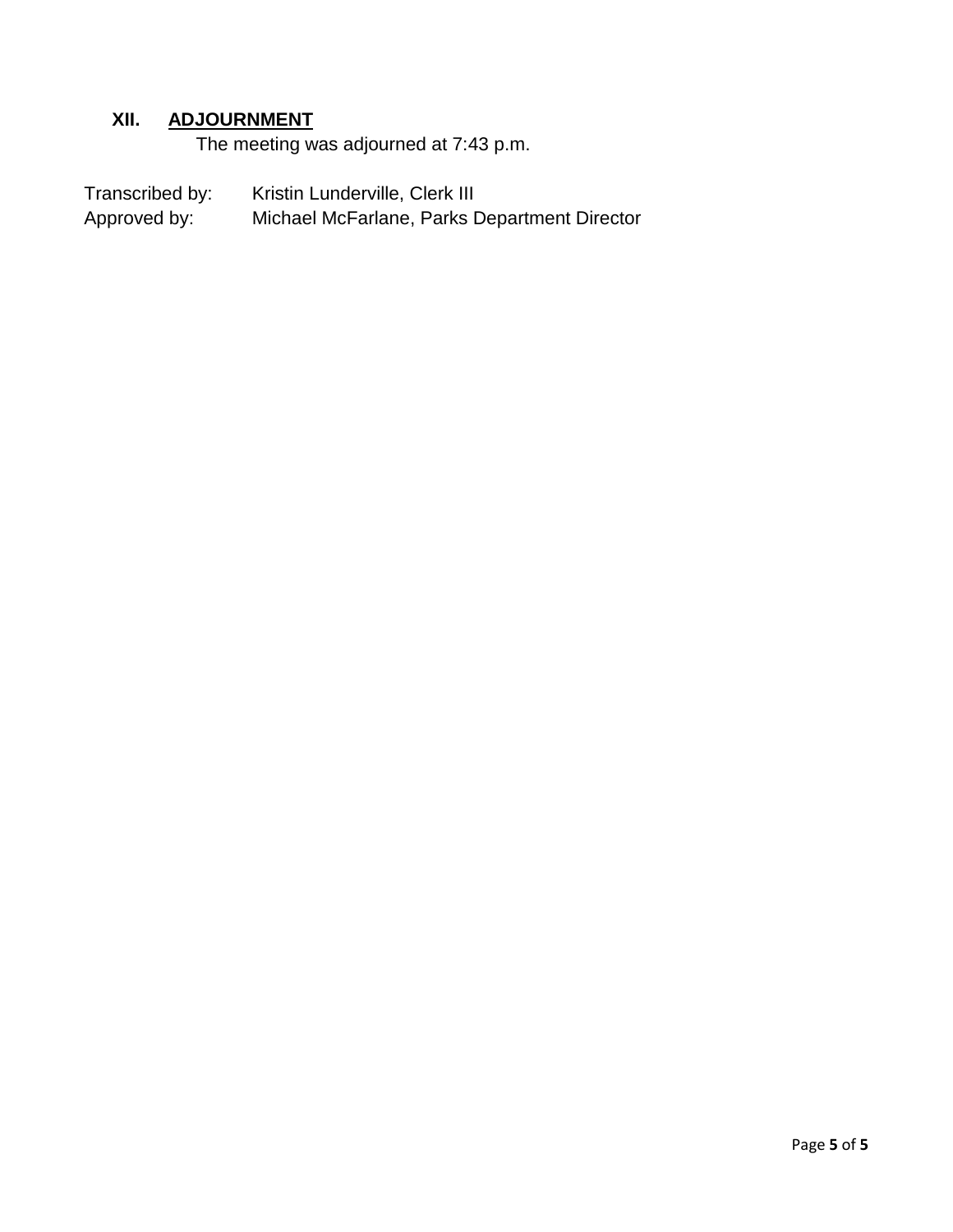## XII. ADJOURNMENT

The meeting was adjourned at 7:43 p.m.

Transcribed by: Kristin Lunderville, Clerk III
Approved by: Michael McFarlane, Parks Department Director